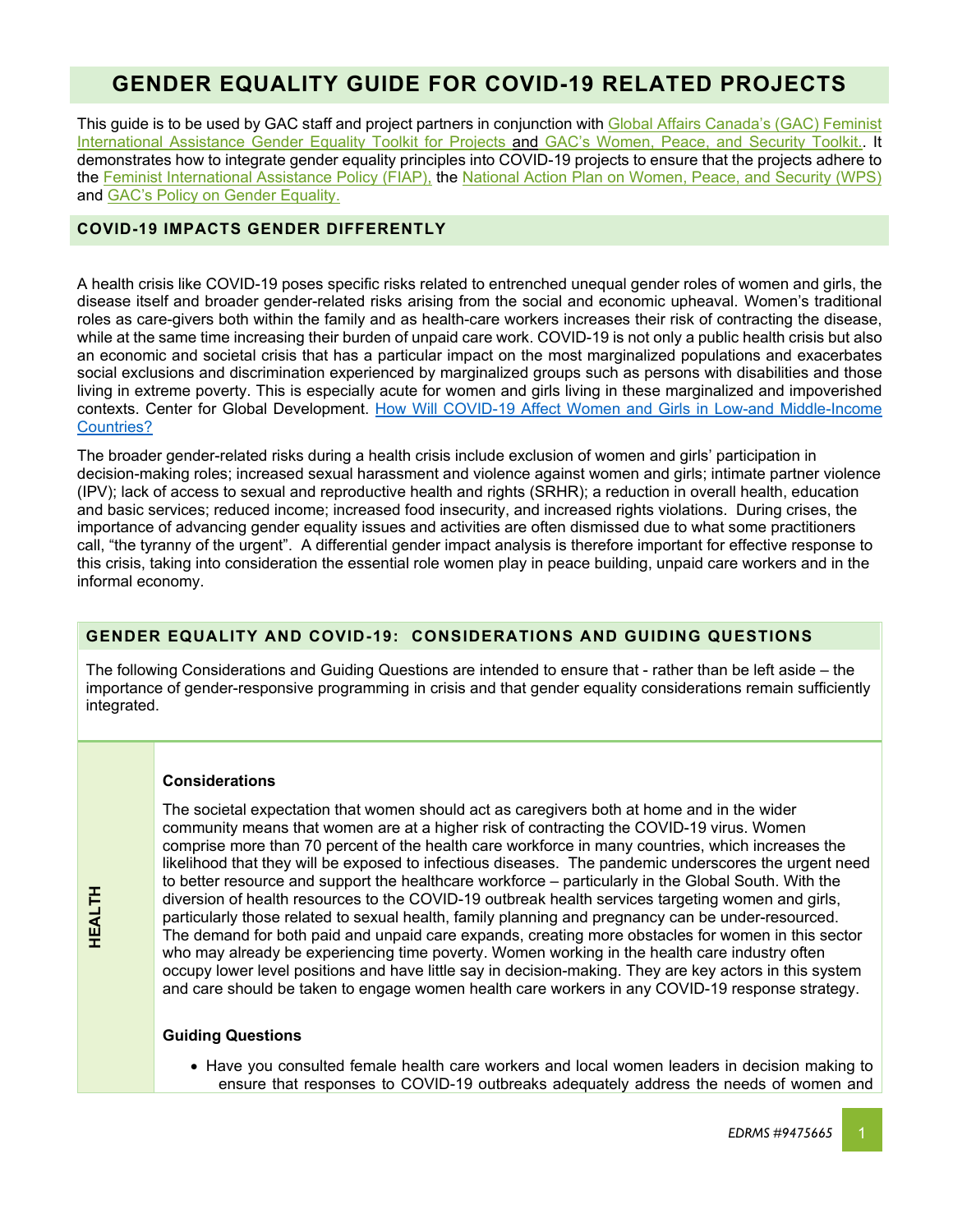# GENDER EQUALITY GUIDE FOR COVID-19 RELATED PROJECTS

This guide is to be used by GAC staff and project partners in conjunction with Global Affairs Canada's (GAC) Feminist International Assistance Gender Equality Toolkit for Projects and GAC's Women, Peace, and Security Toolkit.. It demonstrates how to integrate gender equality principles into COVID-19 projects to ensure that the projects adhere to the Feminist International Assistance Policy (FIAP), the National Action Plan on Women, Peace, and Security (WPS) and GAC's Policy on Gender Equality.

## COVID-19 IMPACTS GENDER DIFFERENTLY

A health crisis like COVID-19 poses specific risks related to entrenched unequal gender roles of women and girls, the disease itself and broader gender-related risks arising from the social and economic upheaval. Women's traditional roles as care-givers both within the family and as health-care workers increases their risk of contracting the disease, while at the same time increasing their burden of unpaid care work. COVID-19 is not only a public health crisis but also an economic and societal crisis that has a particular impact on the most marginalized populations and exacerbates social exclusions and discrimination experienced by marginalized groups such as persons with disabilities and those living in extreme poverty. This is especially acute for women and girls living in these marginalized and impoverished contexts. Center for Global Development. How Will COVID-19 Affect Women and Girls in Low-and Middle-Income Countries?

The broader gender-related risks during a health crisis include exclusion of women and girls' participation in decision-making roles; increased sexual harassment and violence against women and girls; intimate partner violence (IPV); lack of access to sexual and reproductive health and rights (SRHR); a reduction in overall health, education and basic services; reduced income; increased food insecurity, and increased rights violations. During crises, the importance of advancing gender equality issues and activities are often dismissed due to what some practitioners call, "the tyranny of the urgent". A differential gender impact analysis is therefore important for effective response to this crisis, taking into consideration the essential role women play in peace building, unpaid care workers and in the informal economy.

## GENDER EQUALITY AND COVID-19: CONSIDERATIONS AND GUIDING QUESTIONS

The following Considerations and Guiding Questions are intended to ensure that - rather than be left aside – the importance of gender-responsive programming in crisis and that gender equality considerations remain sufficiently integrated.

### HEALTH

**Considerations**

The societal expectation that women should act as caregivers both at home and in the wider community means that women are at a higher risk of contracting the COVID-19 virus. Women comprise more than 70 percent of the health care workforce in many countries, which increases the likelihood that they will be exposed to infectious diseases. The pandemic underscores the urgent need to better resource and support the healthcare workforce – particularly in the Global South. With the diversion of health resources to the COVID-19 outbreak health services targeting women and girls, particularly those related to sexual health, family planning and pregnancy can be under-resourced. The demand for both paid and unpaid care expands, creating more obstacles for women in this sector who may already be experiencing time poverty. Women working in the health care industry often occupy lower level positions and have little say in decision-making. They are key actors in this system and care should be taken to engage women health care workers in any COVID-19 response strategy.

**Guiding Questions**

- Have you consulted female health care workers and local women leaders in decision making to ensure that responses to COVID-19 outbreaks adequately address the needs of women and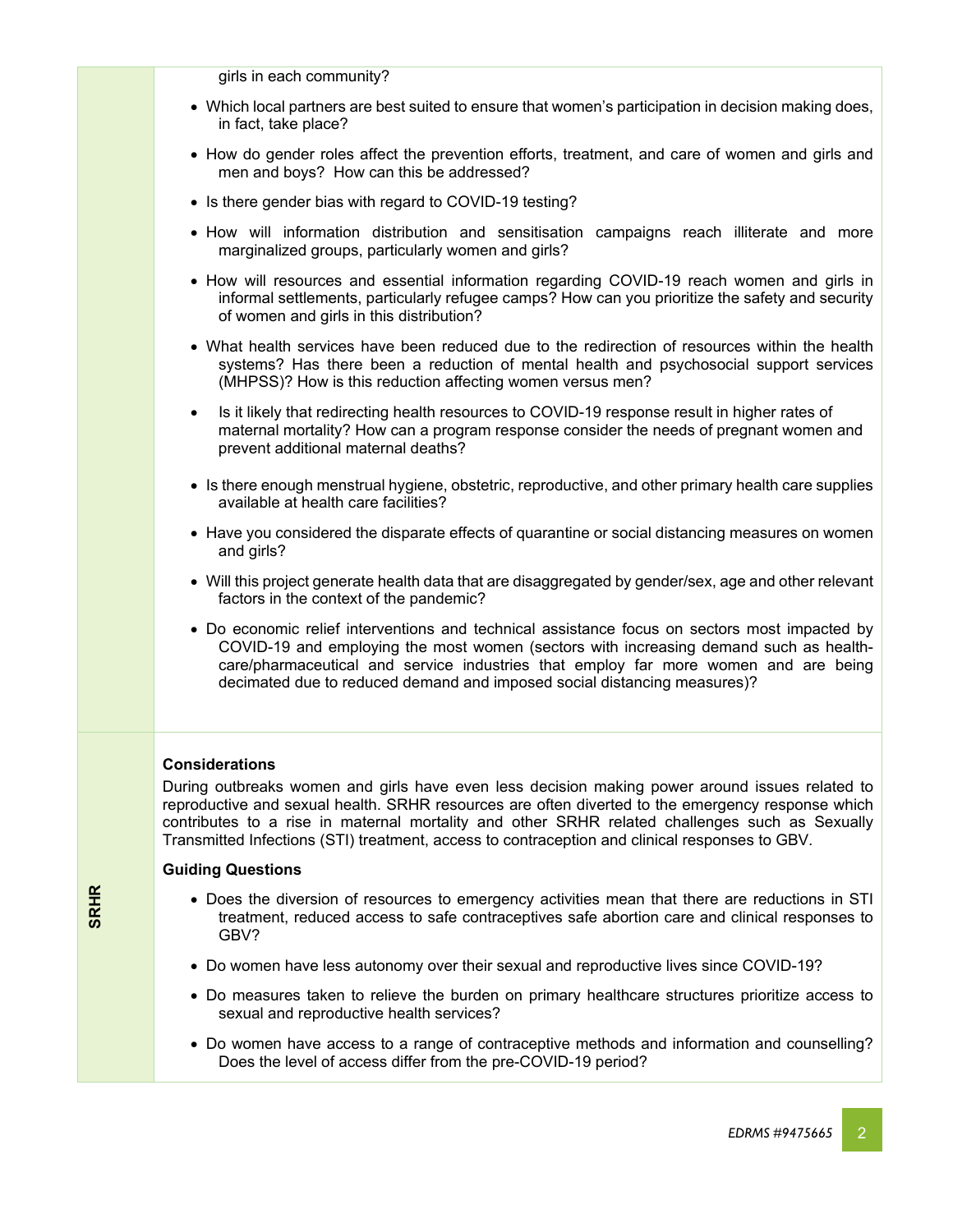girls in each community?

- Which local partners are best suited to ensure that women's participation in decision making does, in fact, take place?
- How do gender roles affect the prevention efforts, treatment, and care of women and girls and men and boys? How can this be addressed?
- Is there gender bias with regard to COVID-19 testing?
- How will information distribution and sensitisation campaigns reach illiterate and more marginalized groups, particularly women and girls?
- How will resources and essential information regarding COVID-19 reach women and girls in informal settlements, particularly refugee camps? How can you prioritize the safety and security of women and girls in this distribution?
- What health services have been reduced due to the redirection of resources within the health systems? Has there been a reduction of mental health and psychosocial support services (MHPSS)? How is this reduction affecting women versus men?
- Is it likely that redirecting health resources to COVID-19 response result in higher rates of maternal mortality? How can a program response consider the needs of pregnant women and prevent additional maternal deaths?
- Is there enough menstrual hygiene, obstetric, reproductive, and other primary health care supplies available at health care facilities?
- Have you considered the disparate effects of quarantine or social distancing measures on women and girls?
- Will this project generate health data that are disaggregated by gender/sex, age and other relevant factors in the context of the pandemic?
- Do economic relief interventions and technical assistance focus on sectors most impacted by COVID-19 and employing the most women (sectors with increasing demand such as health-care/pharmaceutical and service industries that employ far more women and are being decimated due to reduced demand and imposed social distancing measures)?

## SRHR

**Considerations**

During outbreaks women and girls have even less decision making power around issues related to reproductive and sexual health. SRHR resources are often diverted to the emergency response which contributes to a rise in maternal mortality and other SRHR related challenges such as Sexually Transmitted Infections (STI) treatment, access to contraception and clinical responses to GBV.

**Guiding Questions**

- Does the diversion of resources to emergency activities mean that there are reductions in STI treatment, reduced access to safe contraceptives safe abortion care and clinical responses to GBV?
- Do women have less autonomy over their sexual and reproductive lives since COVID-19?
- Do measures taken to relieve the burden on primary healthcare structures prioritize access to sexual and reproductive health services?
- Do women have access to a range of contraceptive methods and information and counselling? Does the level of access differ from the pre-COVID-19 period?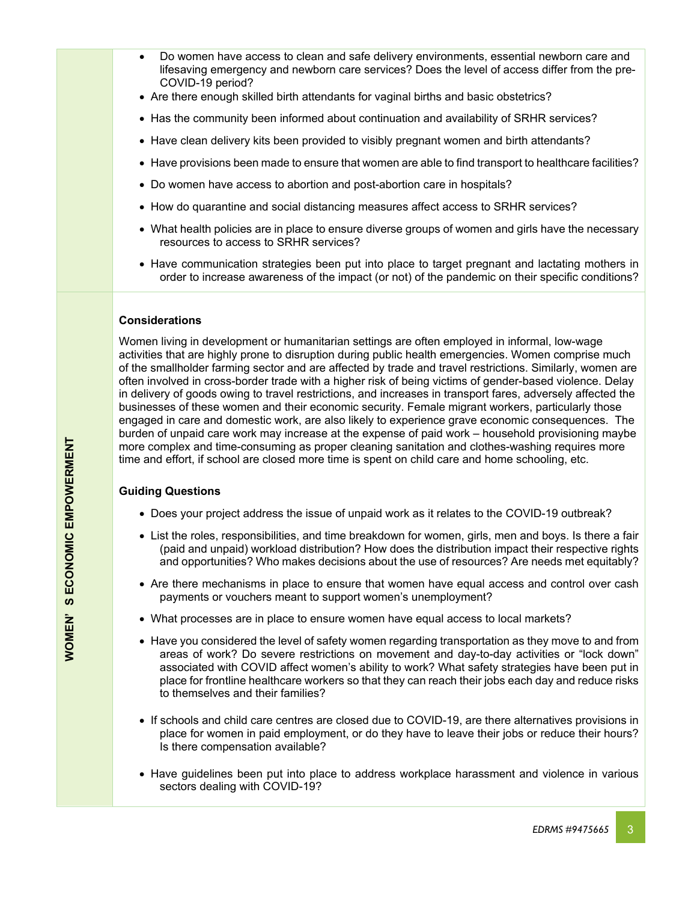- Do women have access to clean and safe delivery environments, essential newborn care and lifesaving emergency and newborn care services? Does the level of access differ from the pre-COVID-19 period?
- Are there enough skilled birth attendants for vaginal births and basic obstetrics?
- Has the community been informed about continuation and availability of SRHR services?
- Have clean delivery kits been provided to visibly pregnant women and birth attendants?
- Have provisions been made to ensure that women are able to find transport to healthcare facilities?
- Do women have access to abortion and post-abortion care in hospitals?
- How do quarantine and social distancing measures affect access to SRHR services?
- What health policies are in place to ensure diverse groups of women and girls have the necessary resources to access to SRHR services?
- Have communication strategies been put into place to target pregnant and lactating mothers in order to increase awareness of the impact (or not) of the pandemic on their specific conditions?

## WOMEN' S ECONOMIC EMPOWERMENT

**Considerations**

Women living in development or humanitarian settings are often employed in informal, low-wage activities that are highly prone to disruption during public health emergencies. Women comprise much of the smallholder farming sector and are affected by trade and travel restrictions. Similarly, women are often involved in cross-border trade with a higher risk of being victims of gender-based violence. Delay in delivery of goods owing to travel restrictions, and increases in transport fares, adversely affected the businesses of these women and their economic security. Female migrant workers, particularly those engaged in care and domestic work, are also likely to experience grave economic consequences. The burden of unpaid care work may increase at the expense of paid work – household provisioning maybe more complex and time-consuming as proper cleaning sanitation and clothes-washing requires more time and effort, if school are closed more time is spent on child care and home schooling, etc.

**Guiding Questions**

- Does your project address the issue of unpaid work as it relates to the COVID-19 outbreak?
- List the roles, responsibilities, and time breakdown for women, girls, men and boys. Is there a fair (paid and unpaid) workload distribution? How does the distribution impact their respective rights and opportunities? Who makes decisions about the use of resources? Are needs met equitably?
- Are there mechanisms in place to ensure that women have equal access and control over cash payments or vouchers meant to support women's unemployment?
- What processes are in place to ensure women have equal access to local markets?
- Have you considered the level of safety women regarding transportation as they move to and from areas of work? Do severe restrictions on movement and day-to-day activities or "lock down" associated with COVID affect women's ability to work? What safety strategies have been put in place for frontline healthcare workers so that they can reach their jobs each day and reduce risks to themselves and their families?
- If schools and child care centres are closed due to COVID-19, are there alternatives provisions in place for women in paid employment, or do they have to leave their jobs or reduce their hours? Is there compensation available?
- Have guidelines been put into place to address workplace harassment and violence in various sectors dealing with COVID-19?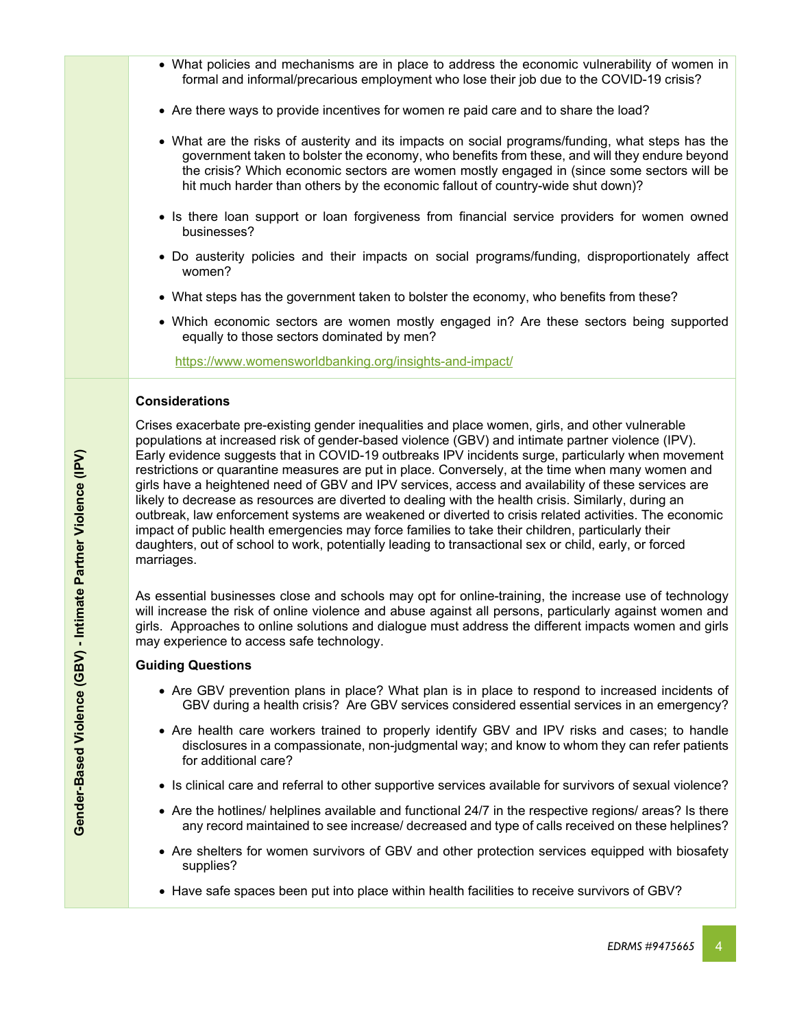- What policies and mechanisms are in place to address the economic vulnerability of women in formal and informal/precarious employment who lose their job due to the COVID-19 crisis?
- Are there ways to provide incentives for women re paid care and to share the load?
- What are the risks of austerity and its impacts on social programs/funding, what steps has the government taken to bolster the economy, who benefits from these, and will they endure beyond the crisis? Which economic sectors are women mostly engaged in (since some sectors will be hit much harder than others by the economic fallout of country-wide shut down)?
- Is there loan support or loan forgiveness from financial service providers for women owned businesses?
- Do austerity policies and their impacts on social programs/funding, disproportionately affect women?
- What steps has the government taken to bolster the economy, who benefits from these?
- Which economic sectors are women mostly engaged in? Are these sectors being supported equally to those sectors dominated by men?

https://www.womensworldbanking.org/insights-and-impact/

## Gender-Based Violence (GBV) - Intimate Partner Violence (IPV)

**Considerations**

Crises exacerbate pre-existing gender inequalities and place women, girls, and other vulnerable populations at increased risk of gender-based violence (GBV) and intimate partner violence (IPV). Early evidence suggests that in COVID-19 outbreaks IPV incidents surge, particularly when movement restrictions or quarantine measures are put in place. Conversely, at the time when many women and girls have a heightened need of GBV and IPV services, access and availability of these services are likely to decrease as resources are diverted to dealing with the health crisis. Similarly, during an outbreak, law enforcement systems are weakened or diverted to crisis related activities. The economic impact of public health emergencies may force families to take their children, particularly their daughters, out of school to work, potentially leading to transactional sex or child, early, or forced marriages.

As essential businesses close and schools may opt for online-training, the increase use of technology will increase the risk of online violence and abuse against all persons, particularly against women and girls. Approaches to online solutions and dialogue must address the different impacts women and girls may experience to access safe technology.

**Guiding Questions**

- Are GBV prevention plans in place? What plan is in place to respond to increased incidents of GBV during a health crisis? Are GBV services considered essential services in an emergency?
- Are health care workers trained to properly identify GBV and IPV risks and cases; to handle disclosures in a compassionate, non-judgmental way; and know to whom they can refer patients for additional care?
- Is clinical care and referral to other supportive services available for survivors of sexual violence?
- Are the hotlines/ helplines available and functional 24/7 in the respective regions/ areas? Is there any record maintained to see increase/ decreased and type of calls received on these helplines?
- Are shelters for women survivors of GBV and other protection services equipped with biosafety supplies?
- Have safe spaces been put into place within health facilities to receive survivors of GBV?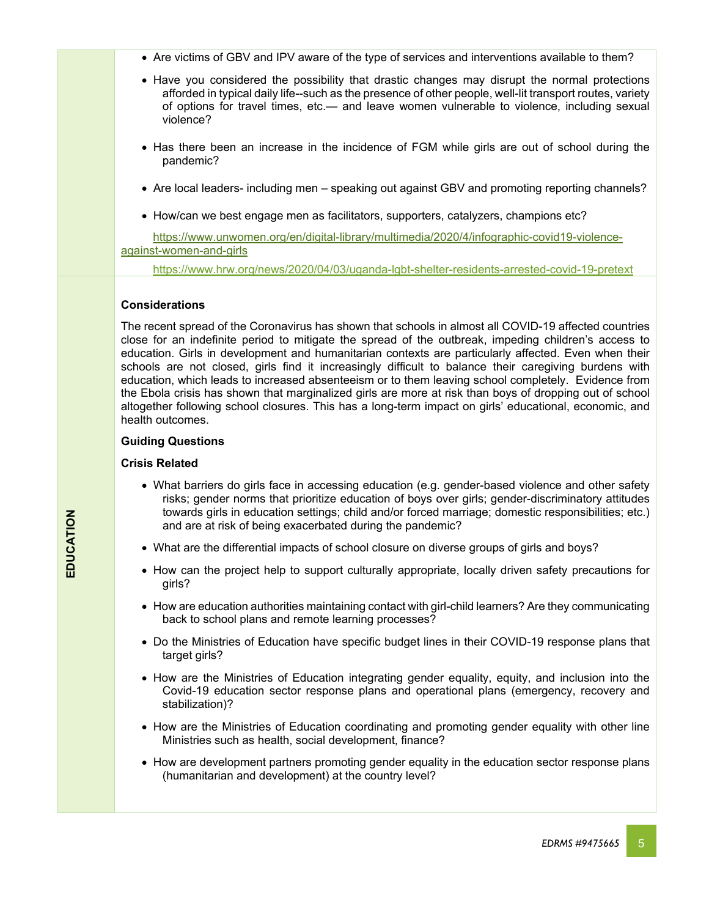- Are victims of GBV and IPV aware of the type of services and interventions available to them?
- Have you considered the possibility that drastic changes may disrupt the normal protections afforded in typical daily life--such as the presence of other people, well-lit transport routes, variety of options for travel times, etc.— and leave women vulnerable to violence, including sexual violence?
- Has there been an increase in the incidence of FGM while girls are out of school during the pandemic?
- Are local leaders- including men – speaking out against GBV and promoting reporting channels?
- How/can we best engage men as facilitators, supporters, catalyzers, champions etc?

https://www.unwomen.org/en/digital-library/multimedia/2020/4/infographic-covid19-violence-against-women-and-girls

https://www.hrw.org/news/2020/04/03/uganda-lgbt-shelter-residents-arrested-covid-19-pretext

## EDUCATION

**Considerations**

The recent spread of the Coronavirus has shown that schools in almost all COVID-19 affected countries close for an indefinite period to mitigate the spread of the outbreak, impeding children's access to education. Girls in development and humanitarian contexts are particularly affected. Even when their schools are not closed, girls find it increasingly difficult to balance their caregiving burdens with education, which leads to increased absenteeism or to them leaving school completely. Evidence from the Ebola crisis has shown that marginalized girls are more at risk than boys of dropping out of school altogether following school closures. This has a long-term impact on girls' educational, economic, and health outcomes.

**Guiding Questions**

**Crisis Related**

- What barriers do girls face in accessing education (e.g. gender-based violence and other safety risks; gender norms that prioritize education of boys over girls; gender-discriminatory attitudes towards girls in education settings; child and/or forced marriage; domestic responsibilities; etc.) and are at risk of being exacerbated during the pandemic?
- What are the differential impacts of school closure on diverse groups of girls and boys?
- How can the project help to support culturally appropriate, locally driven safety precautions for girls?
- How are education authorities maintaining contact with girl-child learners? Are they communicating back to school plans and remote learning processes?
- Do the Ministries of Education have specific budget lines in their COVID-19 response plans that target girls?
- How are the Ministries of Education integrating gender equality, equity, and inclusion into the Covid-19 education sector response plans and operational plans (emergency, recovery and stabilization)?
- How are the Ministries of Education coordinating and promoting gender equality with other line Ministries such as health, social development, finance?
- How are development partners promoting gender equality in the education sector response plans (humanitarian and development) at the country level?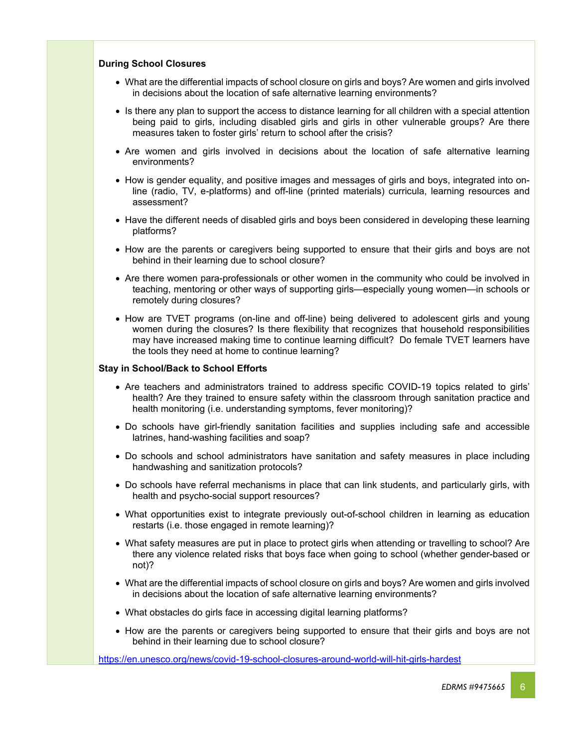**During School Closures**

- What are the differential impacts of school closure on girls and boys? Are women and girls involved in decisions about the location of safe alternative learning environments?
- Is there any plan to support the access to distance learning for all children with a special attention being paid to girls, including disabled girls and girls in other vulnerable groups? Are there measures taken to foster girls' return to school after the crisis?
- Are women and girls involved in decisions about the location of safe alternative learning environments?
- How is gender equality, and positive images and messages of girls and boys, integrated into on-line (radio, TV, e-platforms) and off-line (printed materials) curricula, learning resources and assessment?
- Have the different needs of disabled girls and boys been considered in developing these learning platforms?
- How are the parents or caregivers being supported to ensure that their girls and boys are not behind in their learning due to school closure?
- Are there women para-professionals or other women in the community who could be involved in teaching, mentoring or other ways of supporting girls—especially young women—in schools or remotely during closures?
- How are TVET programs (on-line and off-line) being delivered to adolescent girls and young women during the closures? Is there flexibility that recognizes that household responsibilities may have increased making time to continue learning difficult? Do female TVET learners have the tools they need at home to continue learning?

**Stay in School/Back to School Efforts**

- Are teachers and administrators trained to address specific COVID-19 topics related to girls' health? Are they trained to ensure safety within the classroom through sanitation practice and health monitoring (i.e. understanding symptoms, fever monitoring)?
- Do schools have girl-friendly sanitation facilities and supplies including safe and accessible latrines, hand-washing facilities and soap?
- Do schools and school administrators have sanitation and safety measures in place including handwashing and sanitization protocols?
- Do schools have referral mechanisms in place that can link students, and particularly girls, with health and psycho-social support resources?
- What opportunities exist to integrate previously out-of-school children in learning as education restarts (i.e. those engaged in remote learning)?
- What safety measures are put in place to protect girls when attending or travelling to school? Are there any violence related risks that boys face when going to school (whether gender-based or not)?
- What are the differential impacts of school closure on girls and boys? Are women and girls involved in decisions about the location of safe alternative learning environments?
- What obstacles do girls face in accessing digital learning platforms?
- How are the parents or caregivers being supported to ensure that their girls and boys are not behind in their learning due to school closure?

https://en.unesco.org/news/covid-19-school-closures-around-world-will-hit-girls-hardest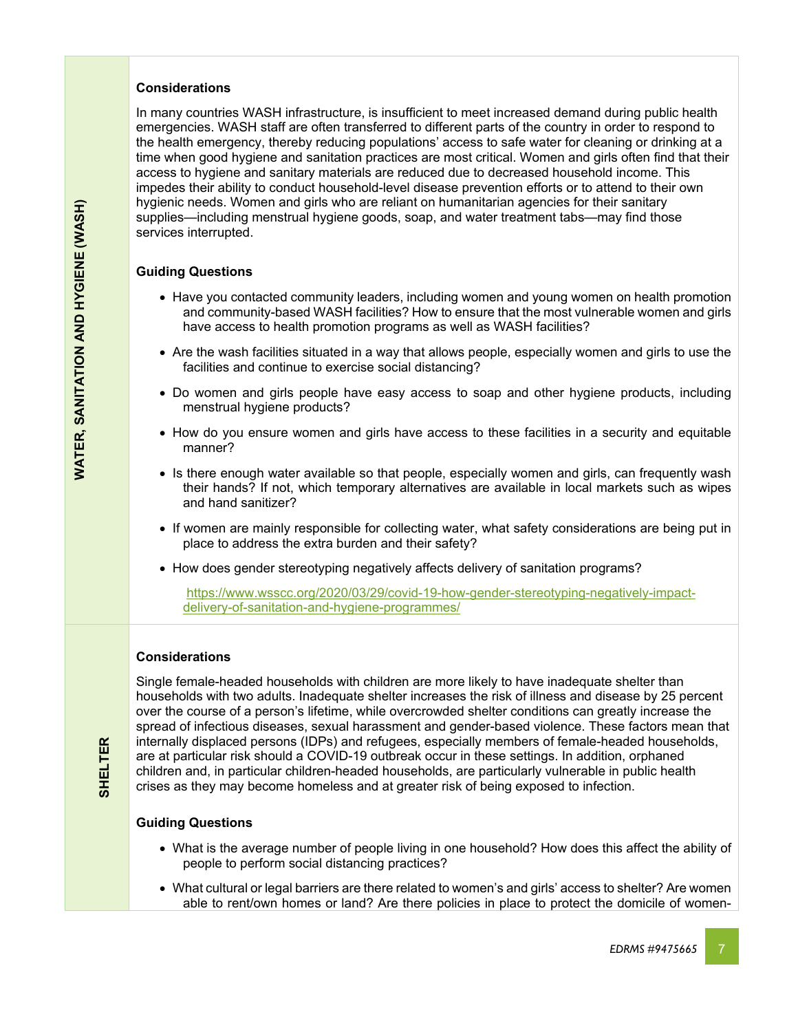## WATER, SANITATION AND HYGIENE (WASH)

**Considerations**

In many countries WASH infrastructure, is insufficient to meet increased demand during public health emergencies. WASH staff are often transferred to different parts of the country in order to respond to the health emergency, thereby reducing populations' access to safe water for cleaning or drinking at a time when good hygiene and sanitation practices are most critical. Women and girls often find that their access to hygiene and sanitary materials are reduced due to decreased household income. This impedes their ability to conduct household-level disease prevention efforts or to attend to their own hygienic needs. Women and girls who are reliant on humanitarian agencies for their sanitary supplies—including menstrual hygiene goods, soap, and water treatment tabs—may find those services interrupted.

**Guiding Questions**

- Have you contacted community leaders, including women and young women on health promotion and community-based WASH facilities? How to ensure that the most vulnerable women and girls have access to health promotion programs as well as WASH facilities?
- Are the wash facilities situated in a way that allows people, especially women and girls to use the facilities and continue to exercise social distancing?
- Do women and girls people have easy access to soap and other hygiene products, including menstrual hygiene products?
- How do you ensure women and girls have access to these facilities in a security and equitable manner?
- Is there enough water available so that people, especially women and girls, can frequently wash their hands? If not, which temporary alternatives are available in local markets such as wipes and hand sanitizer?
- If women are mainly responsible for collecting water, what safety considerations are being put in place to address the extra burden and their safety?
- How does gender stereotyping negatively affects delivery of sanitation programs?

  https://www.wsscc.org/2020/03/29/covid-19-how-gender-stereotyping-negatively-impact-delivery-of-sanitation-and-hygiene-programmes/

## SHELTER

**Considerations**

Single female-headed households with children are more likely to have inadequate shelter than households with two adults. Inadequate shelter increases the risk of illness and disease by 25 percent over the course of a person's lifetime, while overcrowded shelter conditions can greatly increase the spread of infectious diseases, sexual harassment and gender-based violence. These factors mean that internally displaced persons (IDPs) and refugees, especially members of female-headed households, are at particular risk should a COVID-19 outbreak occur in these settings. In addition, orphaned children and, in particular children-headed households, are particularly vulnerable in public health crises as they may become homeless and at greater risk of being exposed to infection.

**Guiding Questions**

- What is the average number of people living in one household? How does this affect the ability of people to perform social distancing practices?
- What cultural or legal barriers are there related to women's and girls' access to shelter? Are women able to rent/own homes or land? Are there policies in place to protect the domicile of women-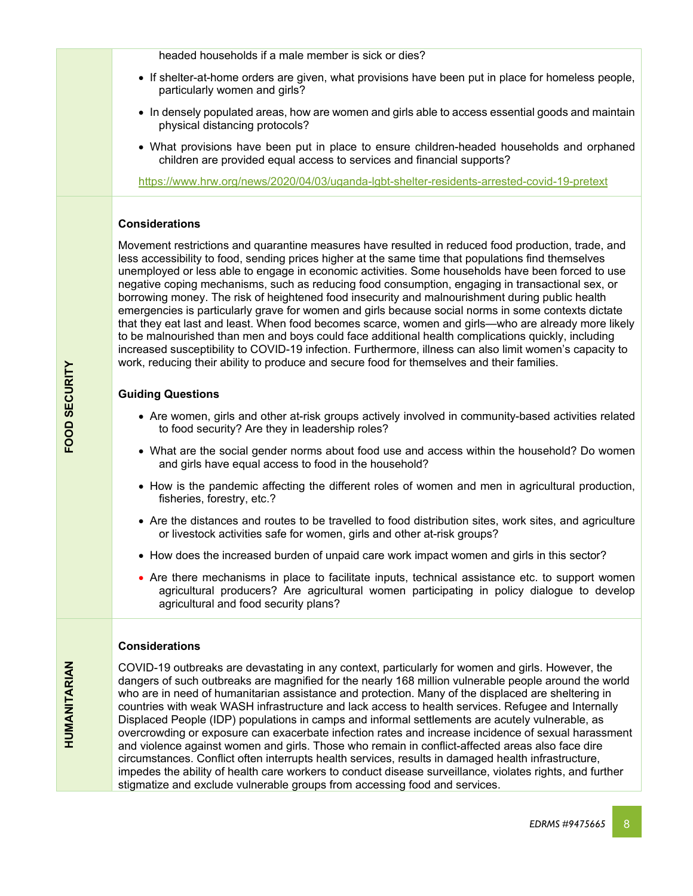headed households if a male member is sick or dies?

- If shelter-at-home orders are given, what provisions have been put in place for homeless people, particularly women and girls?
- In densely populated areas, how are women and girls able to access essential goods and maintain physical distancing protocols?
- What provisions have been put in place to ensure children-headed households and orphaned children are provided equal access to services and financial supports?

https://www.hrw.org/news/2020/04/03/uganda-lgbt-shelter-residents-arrested-covid-19-pretext

## FOOD SECURITY

**Considerations**

Movement restrictions and quarantine measures have resulted in reduced food production, trade, and less accessibility to food, sending prices higher at the same time that populations find themselves unemployed or less able to engage in economic activities. Some households have been forced to use negative coping mechanisms, such as reducing food consumption, engaging in transactional sex, or borrowing money. The risk of heightened food insecurity and malnourishment during public health emergencies is particularly grave for women and girls because social norms in some contexts dictate that they eat last and least. When food becomes scarce, women and girls—who are already more likely to be malnourished than men and boys could face additional health complications quickly, including increased susceptibility to COVID-19 infection. Furthermore, illness can also limit women's capacity to work, reducing their ability to produce and secure food for themselves and their families.

**Guiding Questions**

- Are women, girls and other at-risk groups actively involved in community-based activities related to food security? Are they in leadership roles?
- What are the social gender norms about food use and access within the household? Do women and girls have equal access to food in the household?
- How is the pandemic affecting the different roles of women and men in agricultural production, fisheries, forestry, etc.?
- Are the distances and routes to be travelled to food distribution sites, work sites, and agriculture or livestock activities safe for women, girls and other at-risk groups?
- How does the increased burden of unpaid care work impact women and girls in this sector?
- Are there mechanisms in place to facilitate inputs, technical assistance etc. to support women agricultural producers? Are agricultural women participating in policy dialogue to develop agricultural and food security plans?

## HUMANITARIAN

**Considerations**

COVID-19 outbreaks are devastating in any context, particularly for women and girls. However, the dangers of such outbreaks are magnified for the nearly 168 million vulnerable people around the world who are in need of humanitarian assistance and protection. Many of the displaced are sheltering in countries with weak WASH infrastructure and lack access to health services. Refugee and Internally Displaced People (IDP) populations in camps and informal settlements are acutely vulnerable, as overcrowding or exposure can exacerbate infection rates and increase incidence of sexual harassment and violence against women and girls. Those who remain in conflict-affected areas also face dire circumstances. Conflict often interrupts health services, results in damaged health infrastructure, impedes the ability of health care workers to conduct disease surveillance, violates rights, and further stigmatize and exclude vulnerable groups from accessing food and services.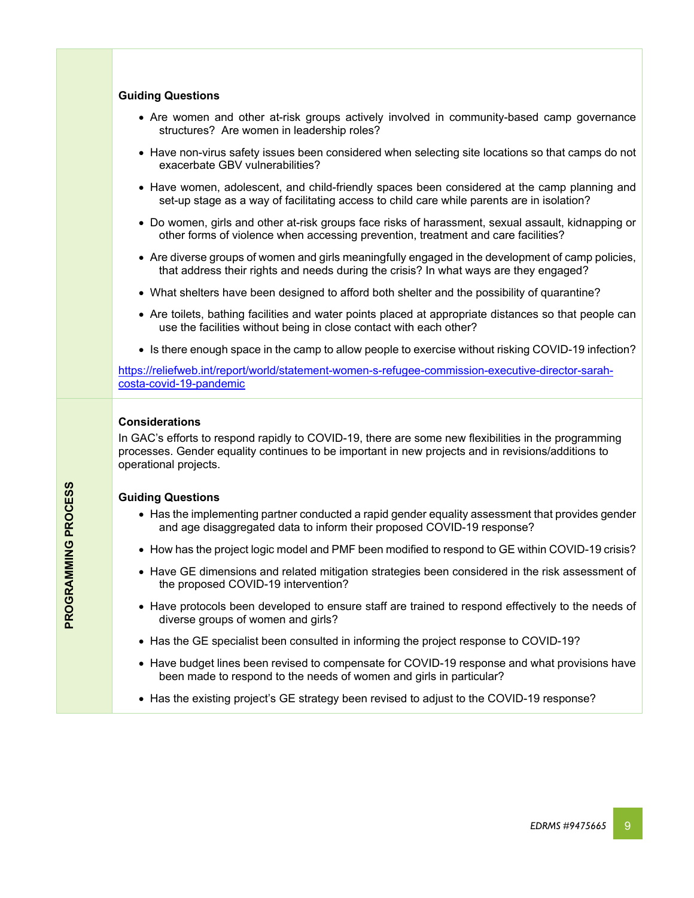**Guiding Questions**

- Are women and other at-risk groups actively involved in community-based camp governance structures? Are women in leadership roles?
- Have non-virus safety issues been considered when selecting site locations so that camps do not exacerbate GBV vulnerabilities?
- Have women, adolescent, and child-friendly spaces been considered at the camp planning and set-up stage as a way of facilitating access to child care while parents are in isolation?
- Do women, girls and other at-risk groups face risks of harassment, sexual assault, kidnapping or other forms of violence when accessing prevention, treatment and care facilities?
- Are diverse groups of women and girls meaningfully engaged in the development of camp policies, that address their rights and needs during the crisis? In what ways are they engaged?
- What shelters have been designed to afford both shelter and the possibility of quarantine?
- Are toilets, bathing facilities and water points placed at appropriate distances so that people can use the facilities without being in close contact with each other?
- Is there enough space in the camp to allow people to exercise without risking COVID-19 infection?

https://reliefweb.int/report/world/statement-women-s-refugee-commission-executive-director-sarah-costa-covid-19-pandemic

## PROGRAMMING PROCESS

**Considerations**

In GAC's efforts to respond rapidly to COVID-19, there are some new flexibilities in the programming processes. Gender equality continues to be important in new projects and in revisions/additions to operational projects.

**Guiding Questions**

- Has the implementing partner conducted a rapid gender equality assessment that provides gender and age disaggregated data to inform their proposed COVID-19 response?
- How has the project logic model and PMF been modified to respond to GE within COVID-19 crisis?
- Have GE dimensions and related mitigation strategies been considered in the risk assessment of the proposed COVID-19 intervention?
- Have protocols been developed to ensure staff are trained to respond effectively to the needs of diverse groups of women and girls?
- Has the GE specialist been consulted in informing the project response to COVID-19?
- Have budget lines been revised to compensate for COVID-19 response and what provisions have been made to respond to the needs of women and girls in particular?
- Has the existing project's GE strategy been revised to adjust to the COVID-19 response?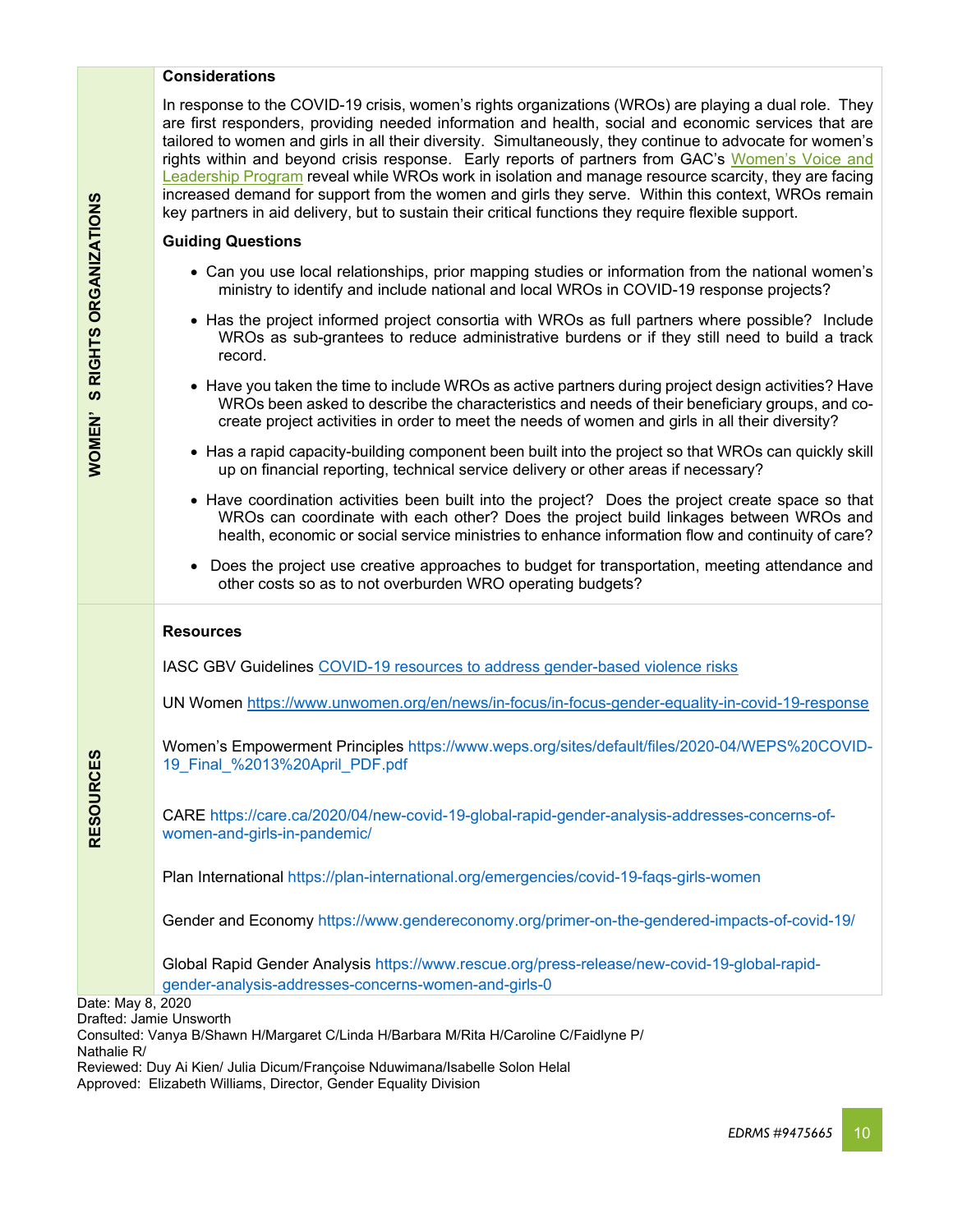## WOMEN'S RIGHTS ORGANIZATIONS

**Considerations**

In response to the COVID-19 crisis, women's rights organizations (WROs) are playing a dual role. They are first responders, providing needed information and health, social and economic services that are tailored to women and girls in all their diversity. Simultaneously, they continue to advocate for women's rights within and beyond crisis response. Early reports of partners from GAC's Women's Voice and Leadership Program reveal while WROs work in isolation and manage resource scarcity, they are facing increased demand for support from the women and girls they serve. Within this context, WROs remain key partners in aid delivery, but to sustain their critical functions they require flexible support.

**Guiding Questions**

- Can you use local relationships, prior mapping studies or information from the national women's ministry to identify and include national and local WROs in COVID-19 response projects?
- Has the project informed project consortia with WROs as full partners where possible? Include WROs as sub-grantees to reduce administrative burdens or if they still need to build a track record.
- Have you taken the time to include WROs as active partners during project design activities? Have WROs been asked to describe the characteristics and needs of their beneficiary groups, and co-create project activities in order to meet the needs of women and girls in all their diversity?
- Has a rapid capacity-building component been built into the project so that WROs can quickly skill up on financial reporting, technical service delivery or other areas if necessary?
- Have coordination activities been built into the project? Does the project create space so that WROs can coordinate with each other? Does the project build linkages between WROs and health, economic or social service ministries to enhance information flow and continuity of care?
- Does the project use creative approaches to budget for transportation, meeting attendance and other costs so as to not overburden WRO operating budgets?

## RESOURCES

**Resources**

IASC GBV Guidelines COVID-19 resources to address gender-based violence risks

UN Women https://www.unwomen.org/en/news/in-focus/in-focus-gender-equality-in-covid-19-response

Women's Empowerment Principles https://www.weps.org/sites/default/files/2020-04/WEPS%20COVID-19_Final_%2013%20April_PDF.pdf

CARE https://care.ca/2020/04/new-covid-19-global-rapid-gender-analysis-addresses-concerns-of-women-and-girls-in-pandemic/

Plan International https://plan-international.org/emergencies/covid-19-faqs-girls-women

Gender and Economy https://www.gendereconomy.org/primer-on-the-gendered-impacts-of-covid-19/

Global Rapid Gender Analysis https://www.rescue.org/press-release/new-covid-19-global-rapid-gender-analysis-addresses-concerns-women-and-girls-0

Date: May 8, 2020
Drafted: Jamie Unsworth
Consulted: Vanya B/Shawn H/Margaret C/Linda H/Barbara M/Rita H/Caroline C/Faidlyne P/
Nathalie R/
Reviewed: Duy Ai Kien/ Julia Dicum/Françoise Nduwimana/Isabelle Solon Helal
Approved: Elizabeth Williams, Director, Gender Equality Division

*EDRMS #9475665*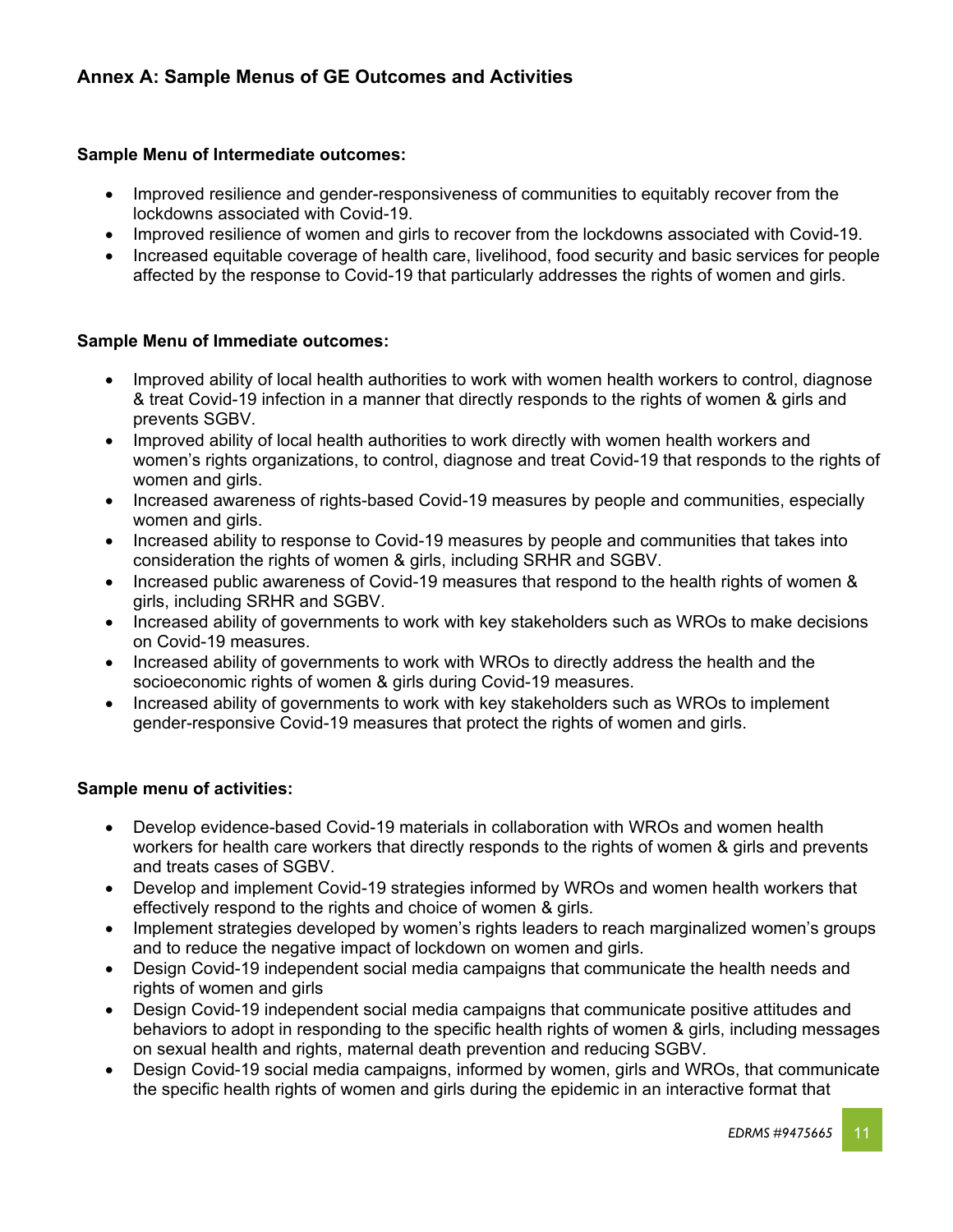## Annex A: Sample Menus of GE Outcomes and Activities

**Sample Menu of Intermediate outcomes:**

- Improved resilience and gender-responsiveness of communities to equitably recover from the lockdowns associated with Covid-19.
- Improved resilience of women and girls to recover from the lockdowns associated with Covid-19.
- Increased equitable coverage of health care, livelihood, food security and basic services for people affected by the response to Covid-19 that particularly addresses the rights of women and girls.

**Sample Menu of Immediate outcomes:**

- Improved ability of local health authorities to work with women health workers to control, diagnose & treat Covid-19 infection in a manner that directly responds to the rights of women & girls and prevents SGBV.
- Improved ability of local health authorities to work directly with women health workers and women's rights organizations, to control, diagnose and treat Covid-19 that responds to the rights of women and girls.
- Increased awareness of rights-based Covid-19 measures by people and communities, especially women and girls.
- Increased ability to response to Covid-19 measures by people and communities that takes into consideration the rights of women & girls, including SRHR and SGBV.
- Increased public awareness of Covid-19 measures that respond to the health rights of women & girls, including SRHR and SGBV.
- Increased ability of governments to work with key stakeholders such as WROs to make decisions on Covid-19 measures.
- Increased ability of governments to work with WROs to directly address the health and the socioeconomic rights of women & girls during Covid-19 measures.
- Increased ability of governments to work with key stakeholders such as WROs to implement gender-responsive Covid-19 measures that protect the rights of women and girls.

**Sample menu of activities:**

- Develop evidence-based Covid-19 materials in collaboration with WROs and women health workers for health care workers that directly responds to the rights of women & girls and prevents and treats cases of SGBV.
- Develop and implement Covid-19 strategies informed by WROs and women health workers that effectively respond to the rights and choice of women & girls.
- Implement strategies developed by women's rights leaders to reach marginalized women's groups and to reduce the negative impact of lockdown on women and girls.
- Design Covid-19 independent social media campaigns that communicate the health needs and rights of women and girls
- Design Covid-19 independent social media campaigns that communicate positive attitudes and behaviors to adopt in responding to the specific health rights of women & girls, including messages on sexual health and rights, maternal death prevention and reducing SGBV.
- Design Covid-19 social media campaigns, informed by women, girls and WROs, that communicate the specific health rights of women and girls during the epidemic in an interactive format that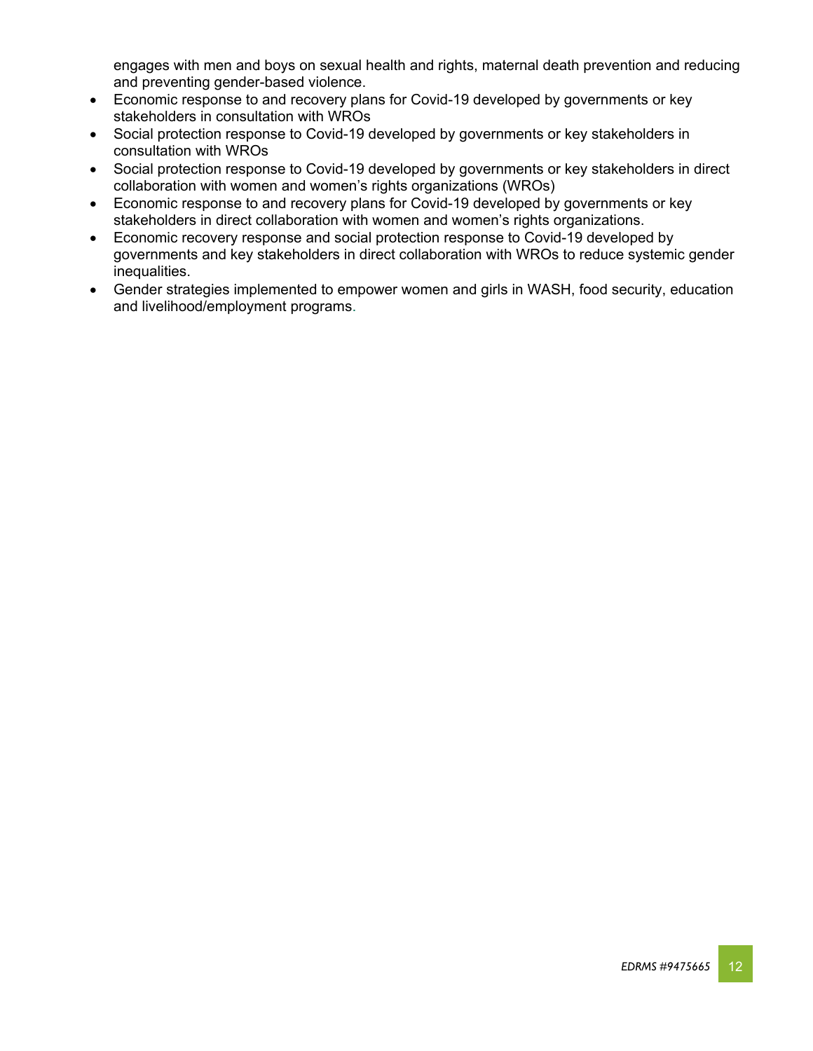engages with men and boys on sexual health and rights, maternal death prevention and reducing and preventing gender-based violence.

- Economic response to and recovery plans for Covid-19 developed by governments or key stakeholders in consultation with WROs
- Social protection response to Covid-19 developed by governments or key stakeholders in consultation with WROs
- Social protection response to Covid-19 developed by governments or key stakeholders in direct collaboration with women and women's rights organizations (WROs)
- Economic response to and recovery plans for Covid-19 developed by governments or key stakeholders in direct collaboration with women and women's rights organizations.
- Economic recovery response and social protection response to Covid-19 developed by governments and key stakeholders in direct collaboration with WROs to reduce systemic gender inequalities.
- Gender strategies implemented to empower women and girls in WASH, food security, education and livelihood/employment programs.